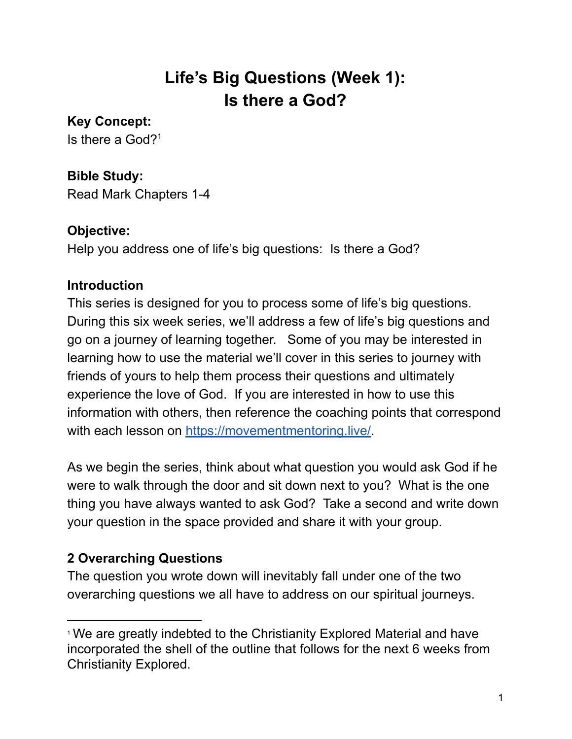# Life's Big Questions (Week 1): Is there a God?

**Key Concept:**
Is there a God?[1]

**Bible Study:**
Read Mark Chapters 1-4

**Objective:**
Help you address one of life's big questions: Is there a God?

**Introduction**
This series is designed for you to process some of life's big questions. During this six week series, we'll address a few of life's big questions and go on a journey of learning together. Some of you may be interested in learning how to use the material we'll cover in this series to journey with friends of yours to help them process their questions and ultimately experience the love of God. If you are interested in how to use this information with others, then reference the coaching points that correspond with each lesson on [https://movementmentoring.live/](https://movementmentoring.live/).

As we begin the series, think about what question you would ask God if he were to walk through the door and sit down next to you? What is the one thing you have always wanted to ask God? Take a second and write down your question in the space provided and share it with your group.

**2 Overarching Questions**
The question you wrote down will inevitably fall under one of the two overarching questions we all have to address on our spiritual journeys.

---

[1] We are greatly indebted to the Christianity Explored Material and have incorporated the shell of the outline that follows for the next 6 weeks from Christianity Explored.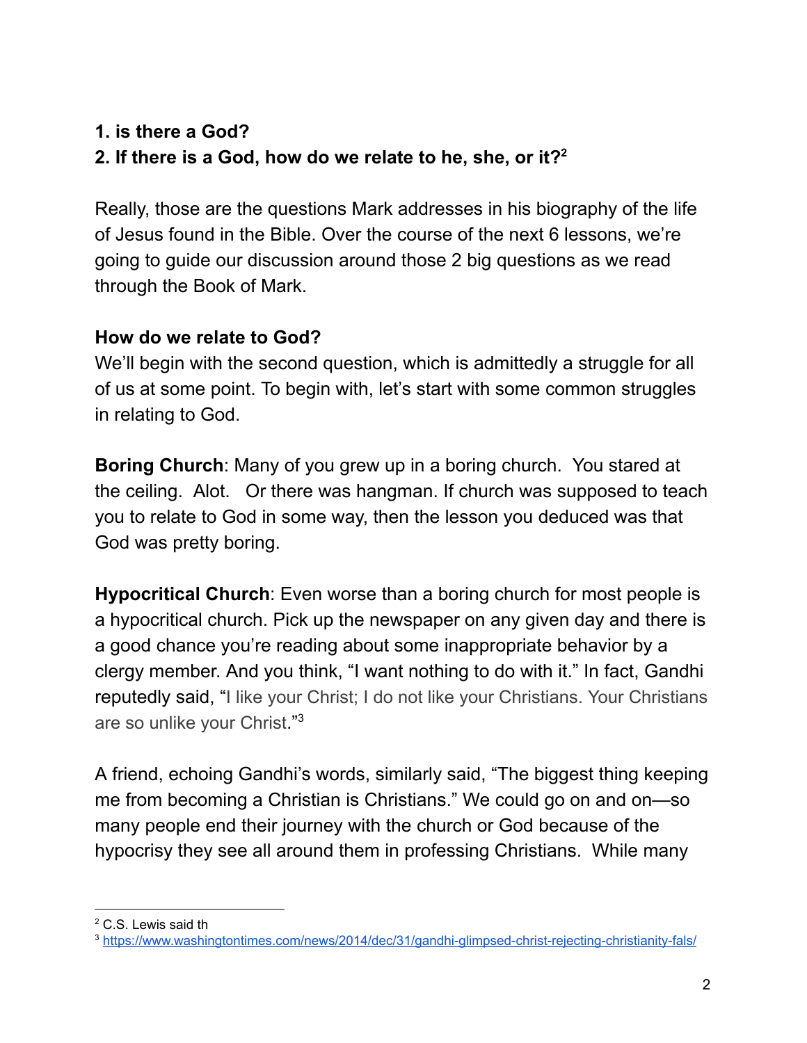**1. is there a God?**
**2. If there is a God, how do we relate to he, she, or it?**[2]

Really, those are the questions Mark addresses in his biography of the life of Jesus found in the Bible. Over the course of the next 6 lessons, we're going to guide our discussion around those 2 big questions as we read through the Book of Mark.

**How do we relate to God?**
We'll begin with the second question, which is admittedly a struggle for all of us at some point. To begin with, let's start with some common struggles in relating to God.

**Boring Church**: Many of you grew up in a boring church. You stared at the ceiling. Alot. Or there was hangman. If church was supposed to teach you to relate to God in some way, then the lesson you deduced was that God was pretty boring.

**Hypocritical Church**: Even worse than a boring church for most people is a hypocritical church. Pick up the newspaper on any given day and there is a good chance you're reading about some inappropriate behavior by a clergy member. And you think, "I want nothing to do with it." In fact, Gandhi reputedly said, "I like your Christ; I do not like your Christians. Your Christians are so unlike your Christ."[3]

A friend, echoing Gandhi's words, similarly said, "The biggest thing keeping me from becoming a Christian is Christians." We could go on and on—so many people end their journey with the church or God because of the hypocrisy they see all around them in professing Christians. While many

---

[2] C.S. Lewis said th

[3] https://www.washingtontimes.com/news/2014/dec/31/gandhi-glimpsed-christ-rejecting-christianity-fals/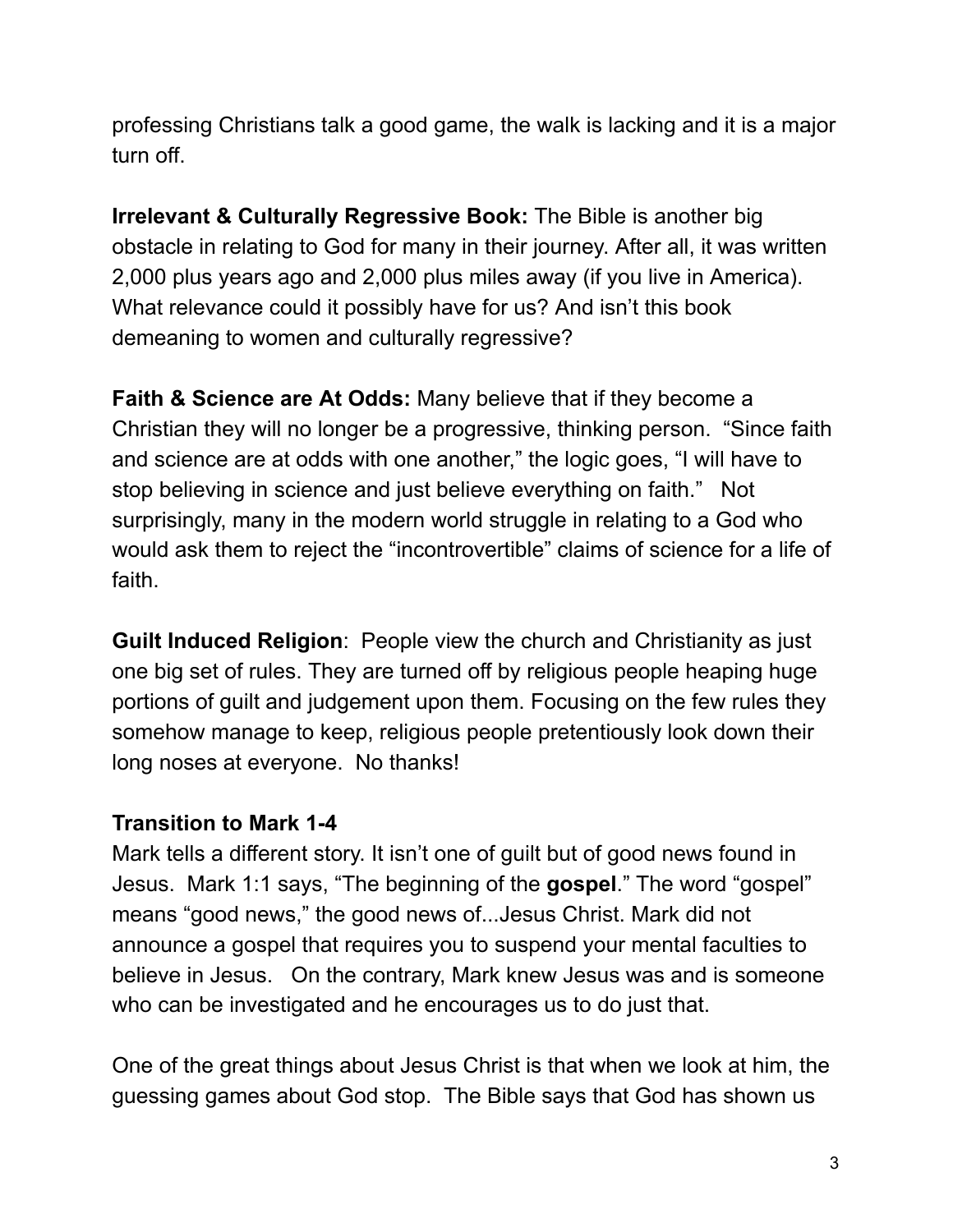professing Christians talk a good game, the walk is lacking and it is a major turn off.

**Irrelevant & Culturally Regressive Book:** The Bible is another big obstacle in relating to God for many in their journey. After all, it was written 2,000 plus years ago and 2,000 plus miles away (if you live in America). What relevance could it possibly have for us? And isn't this book demeaning to women and culturally regressive?

**Faith & Science are At Odds:** Many believe that if they become a Christian they will no longer be a progressive, thinking person. "Since faith and science are at odds with one another," the logic goes, "I will have to stop believing in science and just believe everything on faith." Not surprisingly, many in the modern world struggle in relating to a God who would ask them to reject the "incontrovertible" claims of science for a life of faith.

**Guilt Induced Religion**: People view the church and Christianity as just one big set of rules. They are turned off by religious people heaping huge portions of guilt and judgement upon them. Focusing on the few rules they somehow manage to keep, religious people pretentiously look down their long noses at everyone. No thanks!

**Transition to Mark 1-4**

Mark tells a different story. It isn't one of guilt but of good news found in Jesus. Mark 1:1 says, "The beginning of the **gospel**." The word "gospel" means "good news," the good news of...Jesus Christ. Mark did not announce a gospel that requires you to suspend your mental faculties to believe in Jesus. On the contrary, Mark knew Jesus was and is someone who can be investigated and he encourages us to do just that.

One of the great things about Jesus Christ is that when we look at him, the guessing games about God stop. The Bible says that God has shown us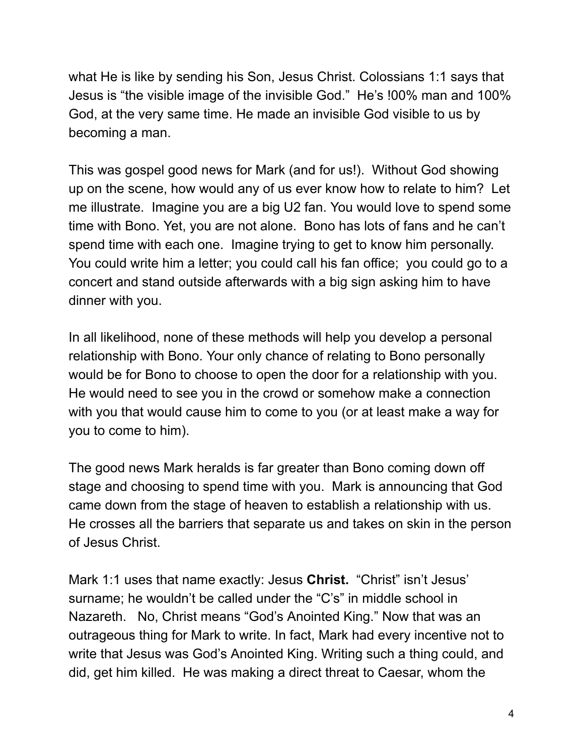what He is like by sending his Son, Jesus Christ. Colossians 1:1 says that Jesus is “the visible image of the invisible God.” He’s !00% man and 100% God, at the very same time. He made an invisible God visible to us by becoming a man.

This was gospel good news for Mark (and for us!). Without God showing up on the scene, how would any of us ever know how to relate to him? Let me illustrate. Imagine you are a big U2 fan. You would love to spend some time with Bono. Yet, you are not alone. Bono has lots of fans and he can’t spend time with each one. Imagine trying to get to know him personally. You could write him a letter; you could call his fan office; you could go to a concert and stand outside afterwards with a big sign asking him to have dinner with you.

In all likelihood, none of these methods will help you develop a personal relationship with Bono. Your only chance of relating to Bono personally would be for Bono to choose to open the door for a relationship with you. He would need to see you in the crowd or somehow make a connection with you that would cause him to come to you (or at least make a way for you to come to him).

The good news Mark heralds is far greater than Bono coming down off stage and choosing to spend time with you. Mark is announcing that God came down from the stage of heaven to establish a relationship with us. He crosses all the barriers that separate us and takes on skin in the person of Jesus Christ.

Mark 1:1 uses that name exactly: Jesus **Christ.** “Christ” isn’t Jesus’ surname; he wouldn’t be called under the “C’s” in middle school in Nazareth. No, Christ means “God’s Anointed King.” Now that was an outrageous thing for Mark to write. In fact, Mark had every incentive not to write that Jesus was God’s Anointed King. Writing such a thing could, and did, get him killed. He was making a direct threat to Caesar, whom the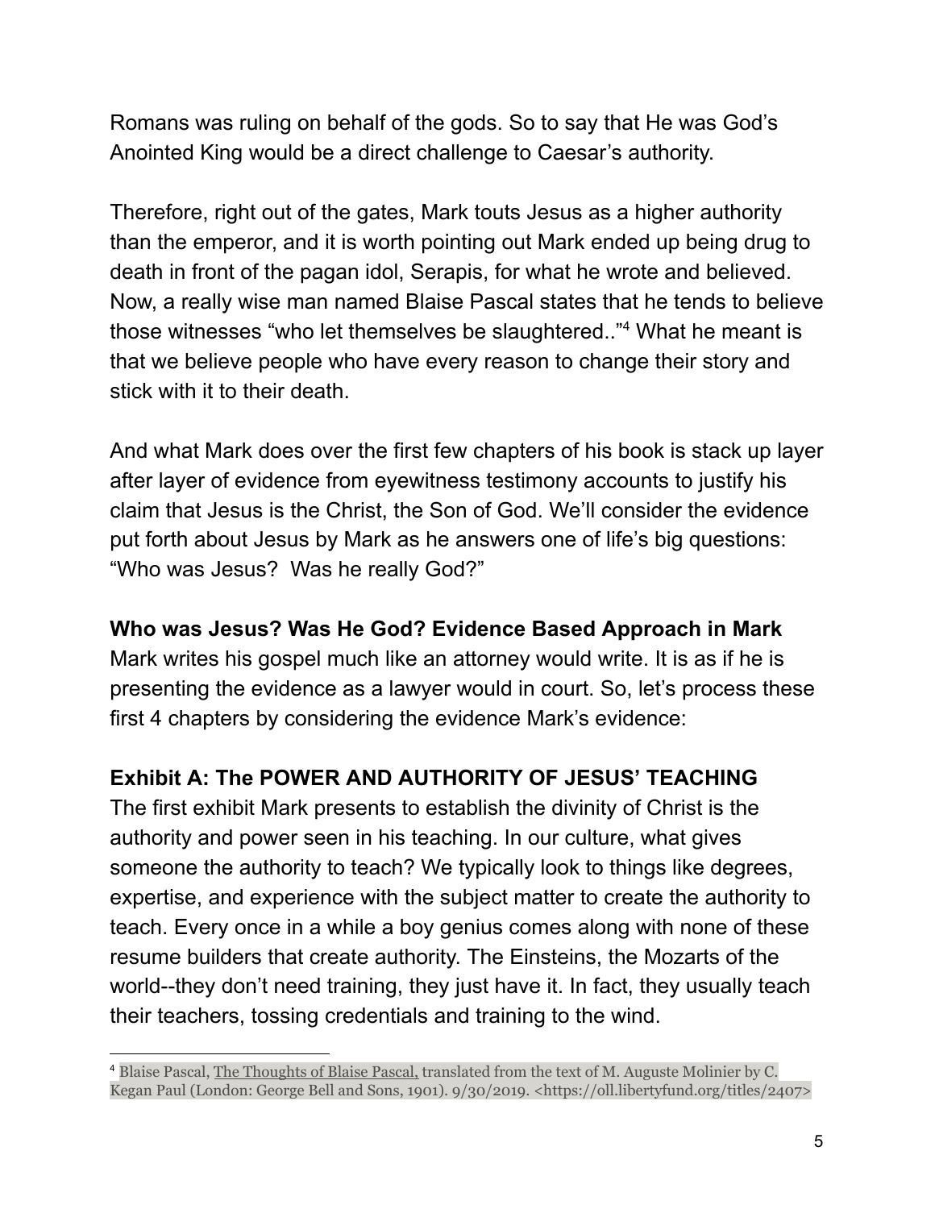Romans was ruling on behalf of the gods. So to say that He was God's Anointed King would be a direct challenge to Caesar's authority.

Therefore, right out of the gates, Mark touts Jesus as a higher authority than the emperor, and it is worth pointing out Mark ended up being drug to death in front of the pagan idol, Serapis, for what he wrote and believed. Now, a really wise man named Blaise Pascal states that he tends to believe those witnesses "who let themselves be slaughtered.."[4] What he meant is that we believe people who have every reason to change their story and stick with it to their death.

And what Mark does over the first few chapters of his book is stack up layer after layer of evidence from eyewitness testimony accounts to justify his claim that Jesus is the Christ, the Son of God. We'll consider the evidence put forth about Jesus by Mark as he answers one of life's big questions: "Who was Jesus?  Was he really God?"

**Who was Jesus? Was He God? Evidence Based Approach in Mark**

Mark writes his gospel much like an attorney would write. It is as if he is presenting the evidence as a lawyer would in court. So, let's process these first 4 chapters by considering the evidence Mark's evidence:

**Exhibit A: The POWER AND AUTHORITY OF JESUS' TEACHING**

The first exhibit Mark presents to establish the divinity of Christ is the authority and power seen in his teaching. In our culture, what gives someone the authority to teach? We typically look to things like degrees, expertise, and experience with the subject matter to create the authority to teach. Every once in a while a boy genius comes along with none of these resume builders that create authority. The Einsteins, the Mozarts of the world--they don't need training, they just have it. In fact, they usually teach their teachers, tossing credentials and training to the wind.

---

[4] Blaise Pascal, The Thoughts of Blaise Pascal, translated from the text of M. Auguste Molinier by C. Kegan Paul (London: George Bell and Sons, 1901). 9/30/2019. <https://oll.libertyfund.org/titles/2407>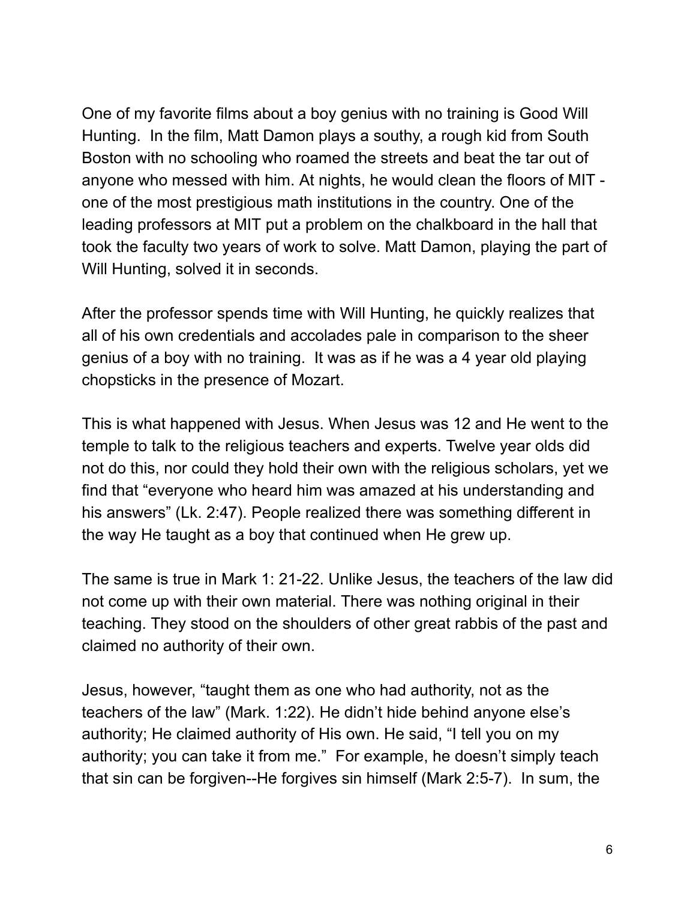One of my favorite films about a boy genius with no training is Good Will Hunting. In the film, Matt Damon plays a southy, a rough kid from South Boston with no schooling who roamed the streets and beat the tar out of anyone who messed with him. At nights, he would clean the floors of MIT - one of the most prestigious math institutions in the country. One of the leading professors at MIT put a problem on the chalkboard in the hall that took the faculty two years of work to solve. Matt Damon, playing the part of Will Hunting, solved it in seconds.

After the professor spends time with Will Hunting, he quickly realizes that all of his own credentials and accolades pale in comparison to the sheer genius of a boy with no training. It was as if he was a 4 year old playing chopsticks in the presence of Mozart.

This is what happened with Jesus. When Jesus was 12 and He went to the temple to talk to the religious teachers and experts. Twelve year olds did not do this, nor could they hold their own with the religious scholars, yet we find that "everyone who heard him was amazed at his understanding and his answers" (Lk. 2:47). People realized there was something different in the way He taught as a boy that continued when He grew up.

The same is true in Mark 1: 21-22. Unlike Jesus, the teachers of the law did not come up with their own material. There was nothing original in their teaching. They stood on the shoulders of other great rabbis of the past and claimed no authority of their own.

Jesus, however, "taught them as one who had authority, not as the teachers of the law" (Mark. 1:22). He didn't hide behind anyone else's authority; He claimed authority of His own. He said, "I tell you on my authority; you can take it from me." For example, he doesn't simply teach that sin can be forgiven--He forgives sin himself (Mark 2:5-7). In sum, the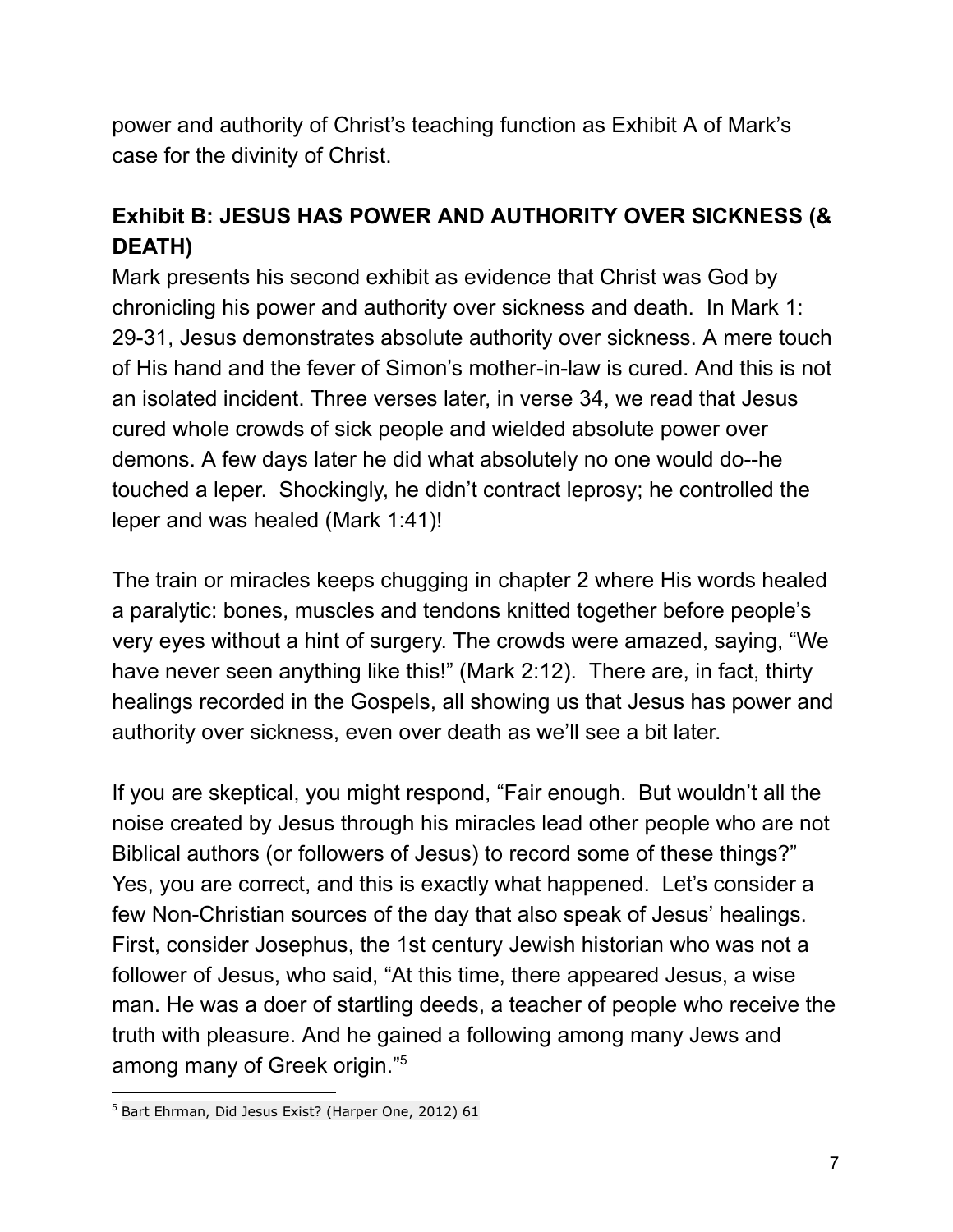power and authority of Christ's teaching function as Exhibit A of Mark's case for the divinity of Christ.

### Exhibit B: JESUS HAS POWER AND AUTHORITY OVER SICKNESS (& DEATH)

Mark presents his second exhibit as evidence that Christ was God by chronicling his power and authority over sickness and death. In Mark 1: 29-31, Jesus demonstrates absolute authority over sickness. A mere touch of His hand and the fever of Simon's mother-in-law is cured. And this is not an isolated incident. Three verses later, in verse 34, we read that Jesus cured whole crowds of sick people and wielded absolute power over demons. A few days later he did what absolutely no one would do--he touched a leper. Shockingly, he didn't contract leprosy; he controlled the leper and was healed (Mark 1:41)!

The train or miracles keeps chugging in chapter 2 where His words healed a paralytic: bones, muscles and tendons knitted together before people's very eyes without a hint of surgery. The crowds were amazed, saying, "We have never seen anything like this!" (Mark 2:12). There are, in fact, thirty healings recorded in the Gospels, all showing us that Jesus has power and authority over sickness, even over death as we'll see a bit later.

If you are skeptical, you might respond, "Fair enough. But wouldn't all the noise created by Jesus through his miracles lead other people who are not Biblical authors (or followers of Jesus) to record some of these things?" Yes, you are correct, and this is exactly what happened. Let's consider a few Non-Christian sources of the day that also speak of Jesus' healings. First, consider Josephus, the 1st century Jewish historian who was not a follower of Jesus, who said, "At this time, there appeared Jesus, a wise man. He was a doer of startling deeds, a teacher of people who receive the truth with pleasure. And he gained a following among many Jews and among many of Greek origin."[5]

---

[5] Bart Ehrman, Did Jesus Exist? (Harper One, 2012) 61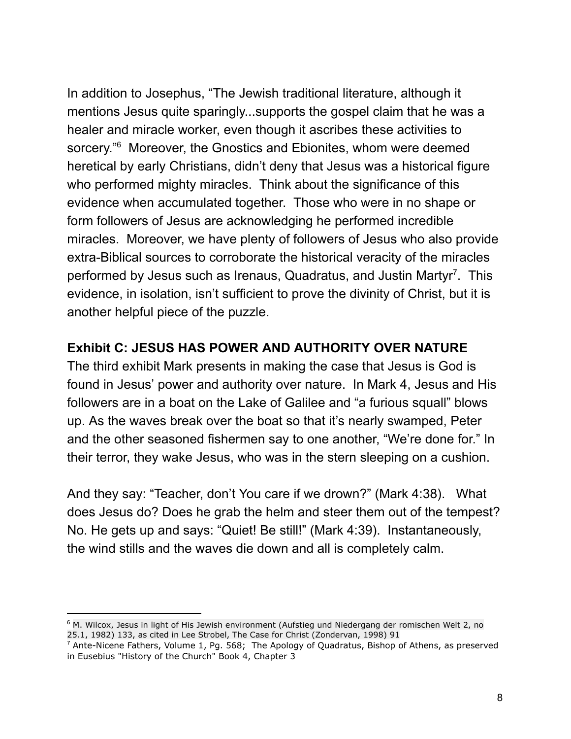In addition to Josephus, "The Jewish traditional literature, although it mentions Jesus quite sparingly...supports the gospel claim that he was a healer and miracle worker, even though it ascribes these activities to sorcery."[6] Moreover, the Gnostics and Ebionites, whom were deemed heretical by early Christians, didn't deny that Jesus was a historical figure who performed mighty miracles. Think about the significance of this evidence when accumulated together. Those who were in no shape or form followers of Jesus are acknowledging he performed incredible miracles. Moreover, we have plenty of followers of Jesus who also provide extra-Biblical sources to corroborate the historical veracity of the miracles performed by Jesus such as Irenaus, Quadratus, and Justin Martyr[7]. This evidence, in isolation, isn't sufficient to prove the divinity of Christ, but it is another helpful piece of the puzzle.

**Exhibit C: JESUS HAS POWER AND AUTHORITY OVER NATURE**

The third exhibit Mark presents in making the case that Jesus is God is found in Jesus' power and authority over nature. In Mark 4, Jesus and His followers are in a boat on the Lake of Galilee and "a furious squall" blows up. As the waves break over the boat so that it's nearly swamped, Peter and the other seasoned fishermen say to one another, "We're done for." In their terror, they wake Jesus, who was in the stern sleeping on a cushion.

And they say: "Teacher, don't You care if we drown?" (Mark 4:38). What does Jesus do? Does he grab the helm and steer them out of the tempest? No. He gets up and says: "Quiet! Be still!" (Mark 4:39). Instantaneously, the wind stills and the waves die down and all is completely calm.

---

[6] M. Wilcox, Jesus in light of His Jewish environment (Aufstieg und Niedergang der romischen Welt 2, no 25.1, 1982) 133, as cited in Lee Strobel, The Case for Christ (Zondervan, 1998) 91

[7] Ante-Nicene Fathers, Volume 1, Pg. 568; The Apology of Quadratus, Bishop of Athens, as preserved in Eusebius "History of the Church" Book 4, Chapter 3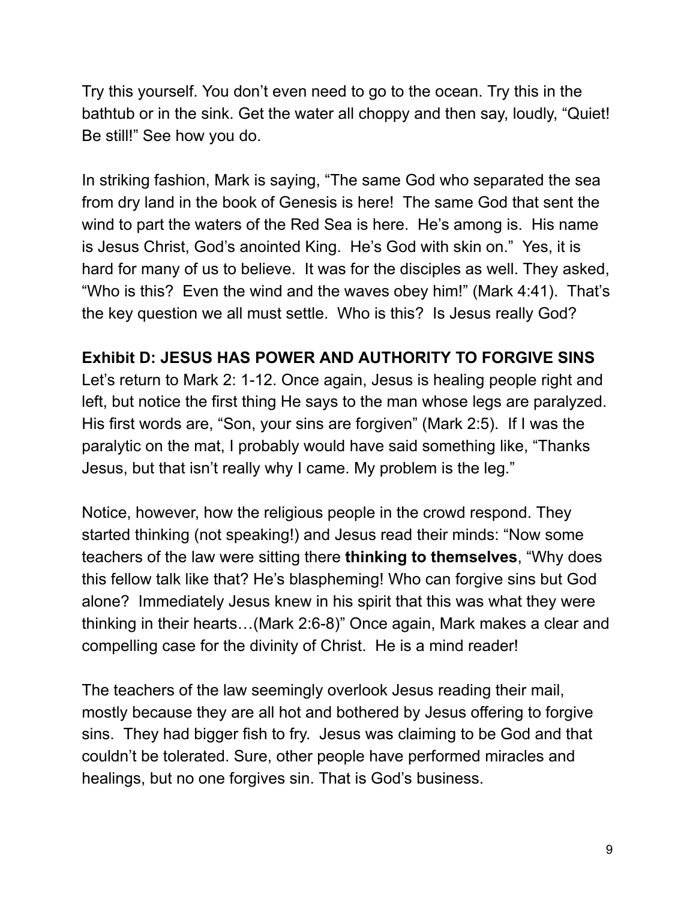Try this yourself. You don't even need to go to the ocean. Try this in the bathtub or in the sink. Get the water all choppy and then say, loudly, "Quiet! Be still!" See how you do.

In striking fashion, Mark is saying, "The same God who separated the sea from dry land in the book of Genesis is here! The same God that sent the wind to part the waters of the Red Sea is here. He's among is. His name is Jesus Christ, God's anointed King. He's God with skin on." Yes, it is hard for many of us to believe. It was for the disciples as well. They asked, "Who is this? Even the wind and the waves obey him!" (Mark 4:41). That's the key question we all must settle. Who is this? Is Jesus really God?

**Exhibit D: JESUS HAS POWER AND AUTHORITY TO FORGIVE SINS**

Let's return to Mark 2: 1-12. Once again, Jesus is healing people right and left, but notice the first thing He says to the man whose legs are paralyzed. His first words are, "Son, your sins are forgiven" (Mark 2:5). If I was the paralytic on the mat, I probably would have said something like, "Thanks Jesus, but that isn't really why I came. My problem is the leg."

Notice, however, how the religious people in the crowd respond. They started thinking (not speaking!) and Jesus read their minds: "Now some teachers of the law were sitting there **thinking to themselves**, "Why does this fellow talk like that? He's blaspheming! Who can forgive sins but God alone? Immediately Jesus knew in his spirit that this was what they were thinking in their hearts…(Mark 2:6-8)" Once again, Mark makes a clear and compelling case for the divinity of Christ. He is a mind reader!

The teachers of the law seemingly overlook Jesus reading their mail, mostly because they are all hot and bothered by Jesus offering to forgive sins. They had bigger fish to fry. Jesus was claiming to be God and that couldn't be tolerated. Sure, other people have performed miracles and healings, but no one forgives sin. That is God's business.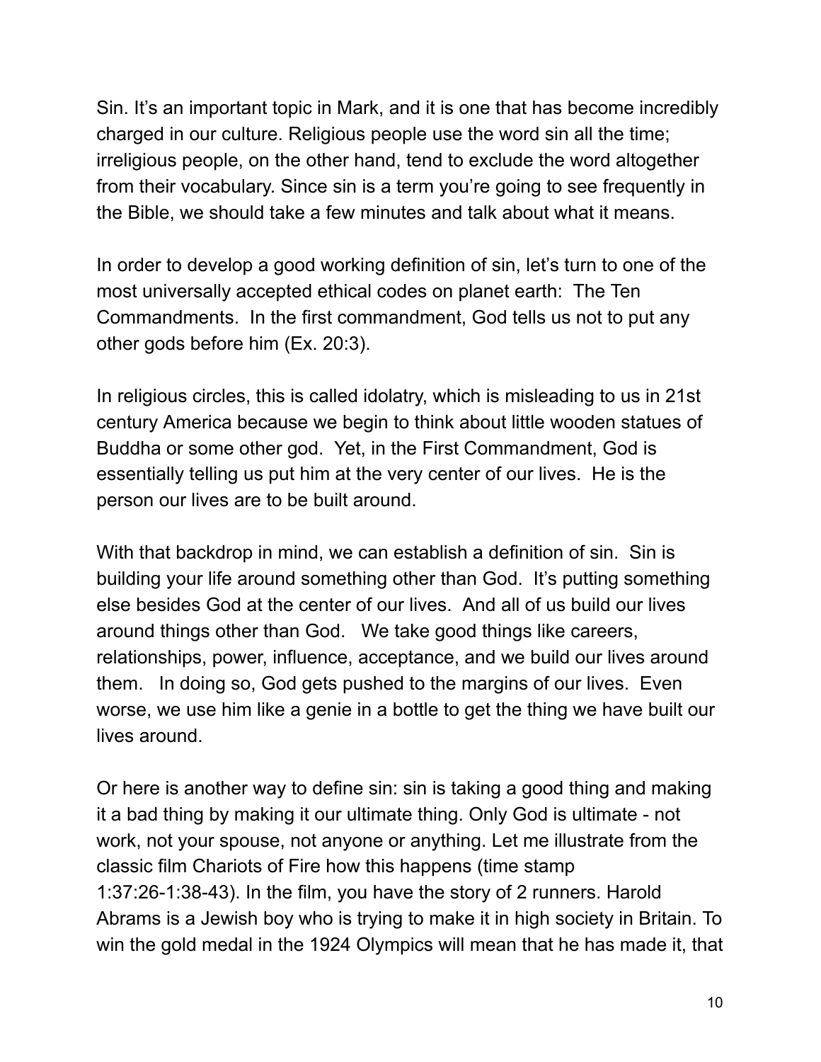Sin. It's an important topic in Mark, and it is one that has become incredibly charged in our culture. Religious people use the word sin all the time; irreligious people, on the other hand, tend to exclude the word altogether from their vocabulary. Since sin is a term you're going to see frequently in the Bible, we should take a few minutes and talk about what it means.

In order to develop a good working definition of sin, let's turn to one of the most universally accepted ethical codes on planet earth: The Ten Commandments. In the first commandment, God tells us not to put any other gods before him (Ex. 20:3).

In religious circles, this is called idolatry, which is misleading to us in 21st century America because we begin to think about little wooden statues of Buddha or some other god. Yet, in the First Commandment, God is essentially telling us put him at the very center of our lives. He is the person our lives are to be built around.

With that backdrop in mind, we can establish a definition of sin. Sin is building your life around something other than God. It's putting something else besides God at the center of our lives. And all of us build our lives around things other than God. We take good things like careers, relationships, power, influence, acceptance, and we build our lives around them. In doing so, God gets pushed to the margins of our lives. Even worse, we use him like a genie in a bottle to get the thing we have built our lives around.

Or here is another way to define sin: sin is taking a good thing and making it a bad thing by making it our ultimate thing. Only God is ultimate - not work, not your spouse, not anyone or anything. Let me illustrate from the classic film Chariots of Fire how this happens (time stamp 1:37:26-1:38-43). In the film, you have the story of 2 runners. Harold Abrams is a Jewish boy who is trying to make it in high society in Britain. To win the gold medal in the 1924 Olympics will mean that he has made it, that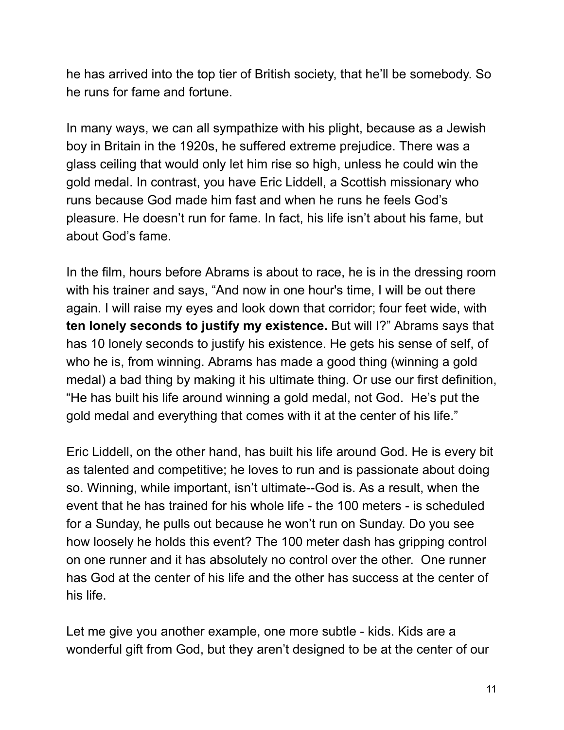he has arrived into the top tier of British society, that he'll be somebody. So he runs for fame and fortune.

In many ways, we can all sympathize with his plight, because as a Jewish boy in Britain in the 1920s, he suffered extreme prejudice. There was a glass ceiling that would only let him rise so high, unless he could win the gold medal. In contrast, you have Eric Liddell, a Scottish missionary who runs because God made him fast and when he runs he feels God's pleasure. He doesn't run for fame. In fact, his life isn't about his fame, but about God's fame.

In the film, hours before Abrams is about to race, he is in the dressing room with his trainer and says, "And now in one hour's time, I will be out there again. I will raise my eyes and look down that corridor; four feet wide, with **ten lonely seconds to justify my existence.** But will I?" Abrams says that has 10 lonely seconds to justify his existence. He gets his sense of self, of who he is, from winning. Abrams has made a good thing (winning a gold medal) a bad thing by making it his ultimate thing. Or use our first definition, "He has built his life around winning a gold medal, not God. He's put the gold medal and everything that comes with it at the center of his life."

Eric Liddell, on the other hand, has built his life around God. He is every bit as talented and competitive; he loves to run and is passionate about doing so. Winning, while important, isn't ultimate--God is. As a result, when the event that he has trained for his whole life - the 100 meters - is scheduled for a Sunday, he pulls out because he won't run on Sunday. Do you see how loosely he holds this event? The 100 meter dash has gripping control on one runner and it has absolutely no control over the other. One runner has God at the center of his life and the other has success at the center of his life.

Let me give you another example, one more subtle - kids. Kids are a wonderful gift from God, but they aren't designed to be at the center of our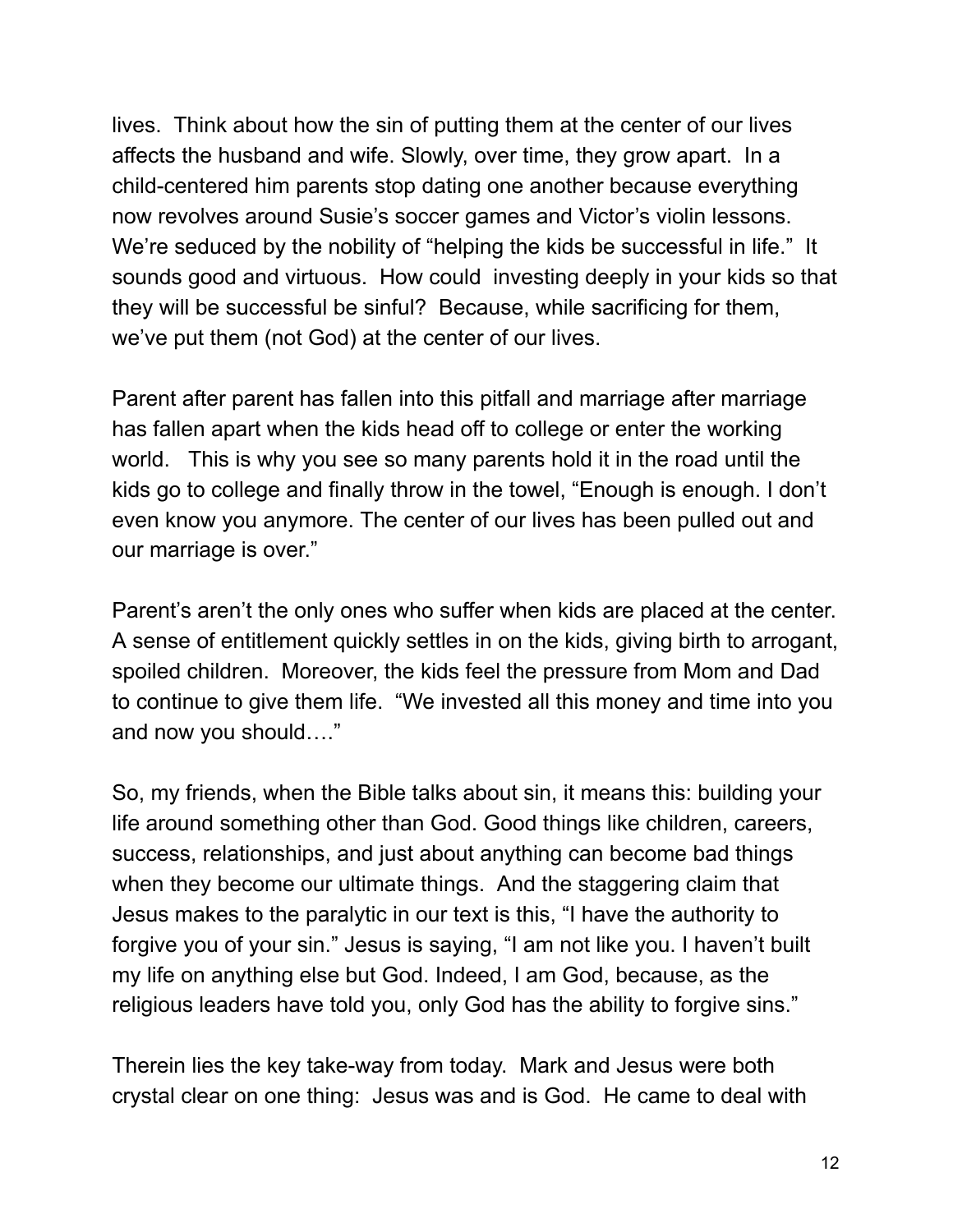lives. Think about how the sin of putting them at the center of our lives affects the husband and wife. Slowly, over time, they grow apart. In a child-centered him parents stop dating one another because everything now revolves around Susie's soccer games and Victor's violin lessons. We're seduced by the nobility of "helping the kids be successful in life." It sounds good and virtuous. How could investing deeply in your kids so that they will be successful be sinful? Because, while sacrificing for them, we've put them (not God) at the center of our lives.

Parent after parent has fallen into this pitfall and marriage after marriage has fallen apart when the kids head off to college or enter the working world. This is why you see so many parents hold it in the road until the kids go to college and finally throw in the towel, "Enough is enough. I don't even know you anymore. The center of our lives has been pulled out and our marriage is over."

Parent's aren't the only ones who suffer when kids are placed at the center. A sense of entitlement quickly settles in on the kids, giving birth to arrogant, spoiled children. Moreover, the kids feel the pressure from Mom and Dad to continue to give them life. "We invested all this money and time into you and now you should…."

So, my friends, when the Bible talks about sin, it means this: building your life around something other than God. Good things like children, careers, success, relationships, and just about anything can become bad things when they become our ultimate things. And the staggering claim that Jesus makes to the paralytic in our text is this, "I have the authority to forgive you of your sin." Jesus is saying, "I am not like you. I haven't built my life on anything else but God. Indeed, I am God, because, as the religious leaders have told you, only God has the ability to forgive sins."

Therein lies the key take-way from today. Mark and Jesus were both crystal clear on one thing: Jesus was and is God. He came to deal with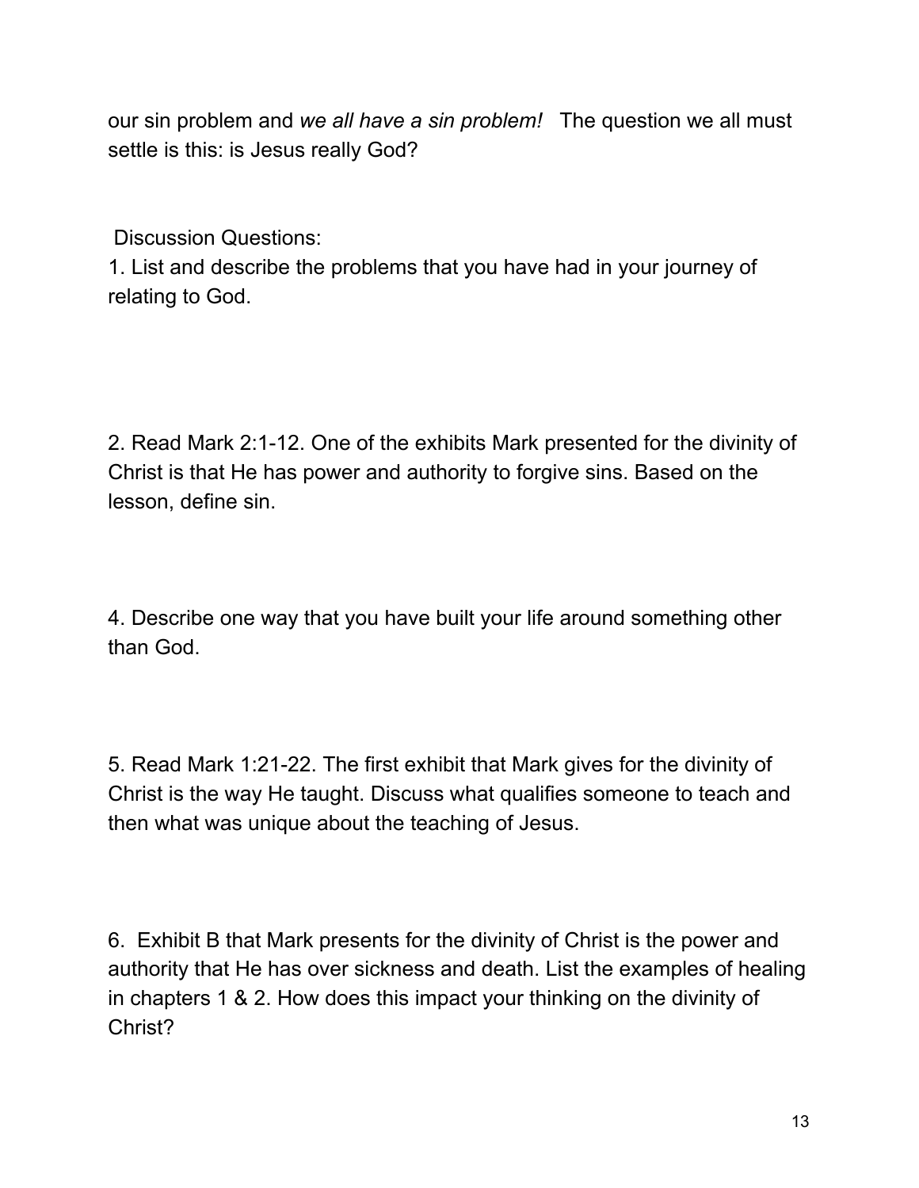our sin problem and *we all have a sin problem!* The question we all must settle is this: is Jesus really God?

Discussion Questions:

1. List and describe the problems that you have had in your journey of relating to God.

2. Read Mark 2:1-12. One of the exhibits Mark presented for the divinity of Christ is that He has power and authority to forgive sins. Based on the lesson, define sin.

4. Describe one way that you have built your life around something other than God.

5. Read Mark 1:21-22. The first exhibit that Mark gives for the divinity of Christ is the way He taught. Discuss what qualifies someone to teach and then what was unique about the teaching of Jesus.

6. Exhibit B that Mark presents for the divinity of Christ is the power and authority that He has over sickness and death. List the examples of healing in chapters 1 & 2. How does this impact your thinking on the divinity of Christ?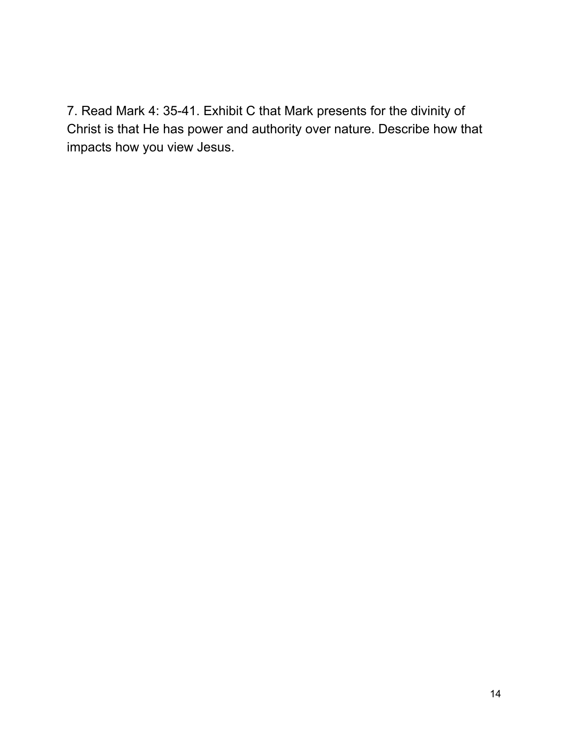7. Read Mark 4: 35-41. Exhibit C that Mark presents for the divinity of Christ is that He has power and authority over nature. Describe how that impacts how you view Jesus.